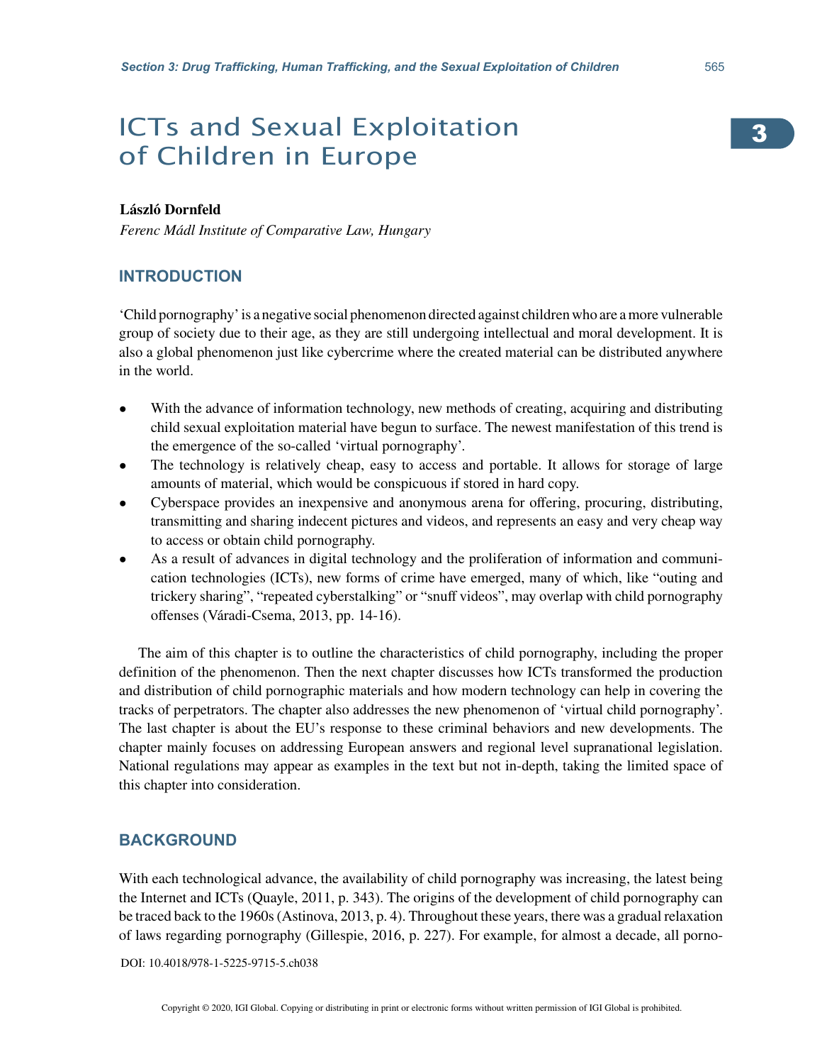# ICTs and Sexual Exploitation of Children in Europe

**László Dornfeld**

*Ferenc Mádl Institute of Comparative Law, Hungary*

## INTRODUCTION

'Child pornography' is a negative social phenomenon directed against children who are a more vulnerable group of society due to their age, as they are still undergoing intellectual and moral development. It is also a global phenomenon just like cybercrime where the created material can be distributed anywhere in the world.

- With the advance of information technology, new methods of creating, acquiring and distributing child sexual exploitation material have begun to surface. The newest manifestation of this trend is the emergence of the so-called 'virtual pornography'.
- The technology is relatively cheap, easy to access and portable. It allows for storage of large amounts of material, which would be conspicuous if stored in hard copy.
- Cyberspace provides an inexpensive and anonymous arena for offering, procuring, distributing, transmitting and sharing indecent pictures and videos, and represents an easy and very cheap way to access or obtain child pornography.
- As a result of advances in digital technology and the proliferation of information and communication technologies (ICTs), new forms of crime have emerged, many of which, like "outing and trickery sharing", "repeated cyberstalking" or "snuff videos", may overlap with child pornography offenses (Váradi-Csema, 2013, pp. 14-16).

The aim of this chapter is to outline the characteristics of child pornography, including the proper definition of the phenomenon. Then the next chapter discusses how ICTs transformed the production and distribution of child pornographic materials and how modern technology can help in covering the tracks of perpetrators. The chapter also addresses the new phenomenon of 'virtual child pornography'. The last chapter is about the EU's response to these criminal behaviors and new developments. The chapter mainly focuses on addressing European answers and regional level supranational legislation. National regulations may appear as examples in the text but not in-depth, taking the limited space of this chapter into consideration.

## BACKGROUND

With each technological advance, the availability of child pornography was increasing, the latest being the Internet and ICTs (Quayle, 2011, p. 343). The origins of the development of child pornography can be traced back to the 1960s (Astinova, 2013, p. 4). Throughout these years, there was a gradual relaxation of laws regarding pornography (Gillespie, 2016, p. 227). For example, for almost a decade, all porno-

DOI: 10.4018/978-1-5225-9715-5.ch038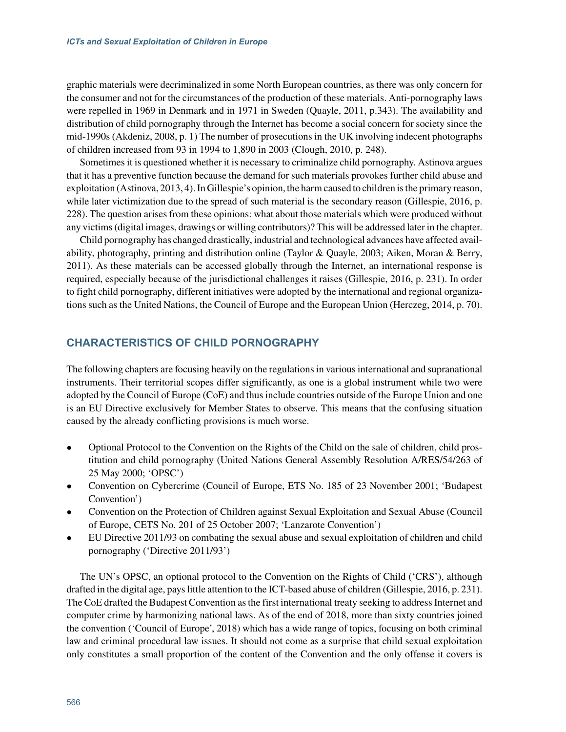graphic materials were decriminalized in some North European countries, as there was only concern for the consumer and not for the circumstances of the production of these materials. Anti-pornography laws were repelled in 1969 in Denmark and in 1971 in Sweden (Quayle, 2011, p.343). The availability and distribution of child pornography through the Internet has become a social concern for society since the mid-1990s (Akdeniz, 2008, p. 1) The number of prosecutions in the UK involving indecent photographs of children increased from 93 in 1994 to 1,890 in 2003 (Clough, 2010, p. 248).

Sometimes it is questioned whether it is necessary to criminalize child pornography. Astinova argues that it has a preventive function because the demand for such materials provokes further child abuse and exploitation (Astinova, 2013, 4). In Gillespie's opinion, the harm caused to children is the primary reason, while later victimization due to the spread of such material is the secondary reason (Gillespie, 2016, p. 228). The question arises from these opinions: what about those materials which were produced without any victims (digital images, drawings or willing contributors)? This will be addressed later in the chapter.

Child pornography has changed drastically, industrial and technological advances have affected availability, photography, printing and distribution online (Taylor & Quayle, 2003; Aiken, Moran & Berry, 2011). As these materials can be accessed globally through the Internet, an international response is required, especially because of the jurisdictional challenges it raises (Gillespie, 2016, p. 231). In order to fight child pornography, different initiatives were adopted by the international and regional organizations such as the United Nations, the Council of Europe and the European Union (Herczeg, 2014, p. 70).

## CHARACTERISTICS OF CHILD PORNOGRAPHY

The following chapters are focusing heavily on the regulations in various international and supranational instruments. Their territorial scopes differ significantly, as one is a global instrument while two were adopted by the Council of Europe (CoE) and thus include countries outside of the Europe Union and one is an EU Directive exclusively for Member States to observe. This means that the confusing situation caused by the already conflicting provisions is much worse.

- Optional Protocol to the Convention on the Rights of the Child on the sale of children, child prostitution and child pornography (United Nations General Assembly Resolution A/RES/54/263 of 25 May 2000; 'OPSC')
- Convention on Cybercrime (Council of Europe, ETS No. 185 of 23 November 2001; 'Budapest Convention')
- Convention on the Protection of Children against Sexual Exploitation and Sexual Abuse (Council of Europe, CETS No. 201 of 25 October 2007; 'Lanzarote Convention')
- EU Directive 2011/93 on combating the sexual abuse and sexual exploitation of children and child pornography ('Directive 2011/93')

The UN's OPSC, an optional protocol to the Convention on the Rights of Child ('CRS'), although drafted in the digital age, pays little attention to the ICT-based abuse of children (Gillespie, 2016, p. 231). The CoE drafted the Budapest Convention as the first international treaty seeking to address Internet and computer crime by harmonizing national laws. As of the end of 2018, more than sixty countries joined the convention ('Council of Europe', 2018) which has a wide range of topics, focusing on both criminal law and criminal procedural law issues. It should not come as a surprise that child sexual exploitation only constitutes a small proportion of the content of the Convention and the only offense it covers is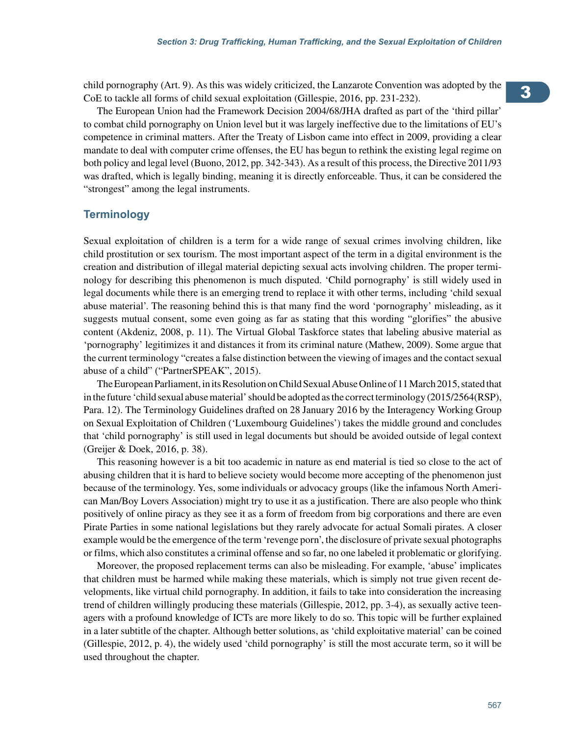child pornography (Art. 9). As this was widely criticized, the Lanzarote Convention was adopted by the CoE to tackle all forms of child sexual exploitation (Gillespie, 2016, pp. 231-232).

The European Union had the Framework Decision 2004/68/JHA drafted as part of the 'third pillar' to combat child pornography on Union level but it was largely ineffective due to the limitations of EU's competence in criminal matters. After the Treaty of Lisbon came into effect in 2009, providing a clear mandate to deal with computer crime offenses, the EU has begun to rethink the existing legal regime on both policy and legal level (Buono, 2012, pp. 342-343). As a result of this process, the Directive 2011/93 was drafted, which is legally binding, meaning it is directly enforceable. Thus, it can be considered the "strongest" among the legal instruments.

## Terminology

Sexual exploitation of children is a term for a wide range of sexual crimes involving children, like child prostitution or sex tourism. The most important aspect of the term in a digital environment is the creation and distribution of illegal material depicting sexual acts involving children. The proper terminology for describing this phenomenon is much disputed. 'Child pornography' is still widely used in legal documents while there is an emerging trend to replace it with other terms, including 'child sexual abuse material'. The reasoning behind this is that many find the word 'pornography' misleading, as it suggests mutual consent, some even going as far as stating that this wording "glorifies" the abusive content (Akdeniz, 2008, p. 11). The Virtual Global Taskforce states that labeling abusive material as 'pornography' legitimizes it and distances it from its criminal nature (Mathew, 2009). Some argue that the current terminology "creates a false distinction between the viewing of images and the contact sexual abuse of a child" ("PartnerSPEAK", 2015).

The European Parliament, in its Resolution on Child Sexual Abuse Online of 11 March 2015, stated that in the future 'child sexual abuse material' should be adopted as the correct terminology (2015/2564(RSP), Para. 12). The Terminology Guidelines drafted on 28 January 2016 by the Interagency Working Group on Sexual Exploitation of Children ('Luxembourg Guidelines') takes the middle ground and concludes that 'child pornography' is still used in legal documents but should be avoided outside of legal context (Greijer & Doek, 2016, p. 38).

This reasoning however is a bit too academic in nature as end material is tied so close to the act of abusing children that it is hard to believe society would become more accepting of the phenomenon just because of the terminology. Yes, some individuals or advocacy groups (like the infamous North American Man/Boy Lovers Association) might try to use it as a justification. There are also people who think positively of online piracy as they see it as a form of freedom from big corporations and there are even Pirate Parties in some national legislations but they rarely advocate for actual Somali pirates. A closer example would be the emergence of the term 'revenge porn', the disclosure of private sexual photographs or films, which also constitutes a criminal offense and so far, no one labeled it problematic or glorifying.

Moreover, the proposed replacement terms can also be misleading. For example, 'abuse' implicates that children must be harmed while making these materials, which is simply not true given recent developments, like virtual child pornography. In addition, it fails to take into consideration the increasing trend of children willingly producing these materials (Gillespie, 2012, pp. 3-4), as sexually active teenagers with a profound knowledge of ICTs are more likely to do so. This topic will be further explained in a later subtitle of the chapter. Although better solutions, as 'child exploitative material' can be coined (Gillespie, 2012, p. 4), the widely used 'child pornography' is still the most accurate term, so it will be used throughout the chapter.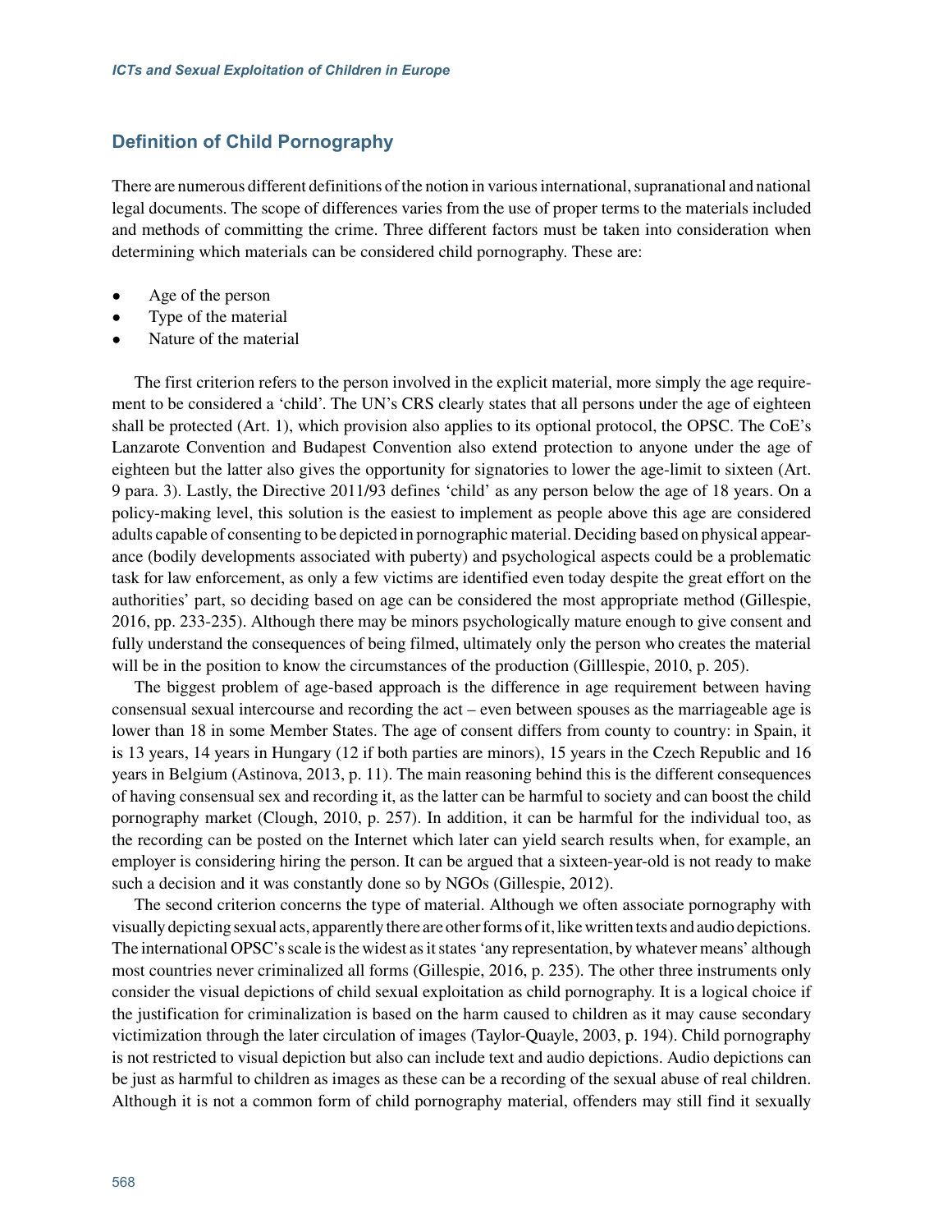## Definition of Child Pornography

There are numerous different definitions of the notion in various international, supranational and national legal documents. The scope of differences varies from the use of proper terms to the materials included and methods of committing the crime. Three different factors must be taken into consideration when determining which materials can be considered child pornography. These are:

- Age of the person
- Type of the material
- Nature of the material

The first criterion refers to the person involved in the explicit material, more simply the age requirement to be considered a 'child'. The UN's CRS clearly states that all persons under the age of eighteen shall be protected (Art. 1), which provision also applies to its optional protocol, the OPSC. The CoE's Lanzarote Convention and Budapest Convention also extend protection to anyone under the age of eighteen but the latter also gives the opportunity for signatories to lower the age-limit to sixteen (Art. 9 para. 3). Lastly, the Directive 2011/93 defines 'child' as any person below the age of 18 years. On a policy-making level, this solution is the easiest to implement as people above this age are considered adults capable of consenting to be depicted in pornographic material. Deciding based on physical appearance (bodily developments associated with puberty) and psychological aspects could be a problematic task for law enforcement, as only a few victims are identified even today despite the great effort on the authorities' part, so deciding based on age can be considered the most appropriate method (Gillespie, 2016, pp. 233-235). Although there may be minors psychologically mature enough to give consent and fully understand the consequences of being filmed, ultimately only the person who creates the material will be in the position to know the circumstances of the production (Gilllespie, 2010, p. 205).

The biggest problem of age-based approach is the difference in age requirement between having consensual sexual intercourse and recording the act – even between spouses as the marriageable age is lower than 18 in some Member States. The age of consent differs from county to country: in Spain, it is 13 years, 14 years in Hungary (12 if both parties are minors), 15 years in the Czech Republic and 16 years in Belgium (Astinova, 2013, p. 11). The main reasoning behind this is the different consequences of having consensual sex and recording it, as the latter can be harmful to society and can boost the child pornography market (Clough, 2010, p. 257). In addition, it can be harmful for the individual too, as the recording can be posted on the Internet which later can yield search results when, for example, an employer is considering hiring the person. It can be argued that a sixteen-year-old is not ready to make such a decision and it was constantly done so by NGOs (Gillespie, 2012).

The second criterion concerns the type of material. Although we often associate pornography with visually depicting sexual acts, apparently there are other forms of it, like written texts and audio depictions. The international OPSC's scale is the widest as it states 'any representation, by whatever means' although most countries never criminalized all forms (Gillespie, 2016, p. 235). The other three instruments only consider the visual depictions of child sexual exploitation as child pornography. It is a logical choice if the justification for criminalization is based on the harm caused to children as it may cause secondary victimization through the later circulation of images (Taylor-Quayle, 2003, p. 194). Child pornography is not restricted to visual depiction but also can include text and audio depictions. Audio depictions can be just as harmful to children as images as these can be a recording of the sexual abuse of real children. Although it is not a common form of child pornography material, offenders may still find it sexually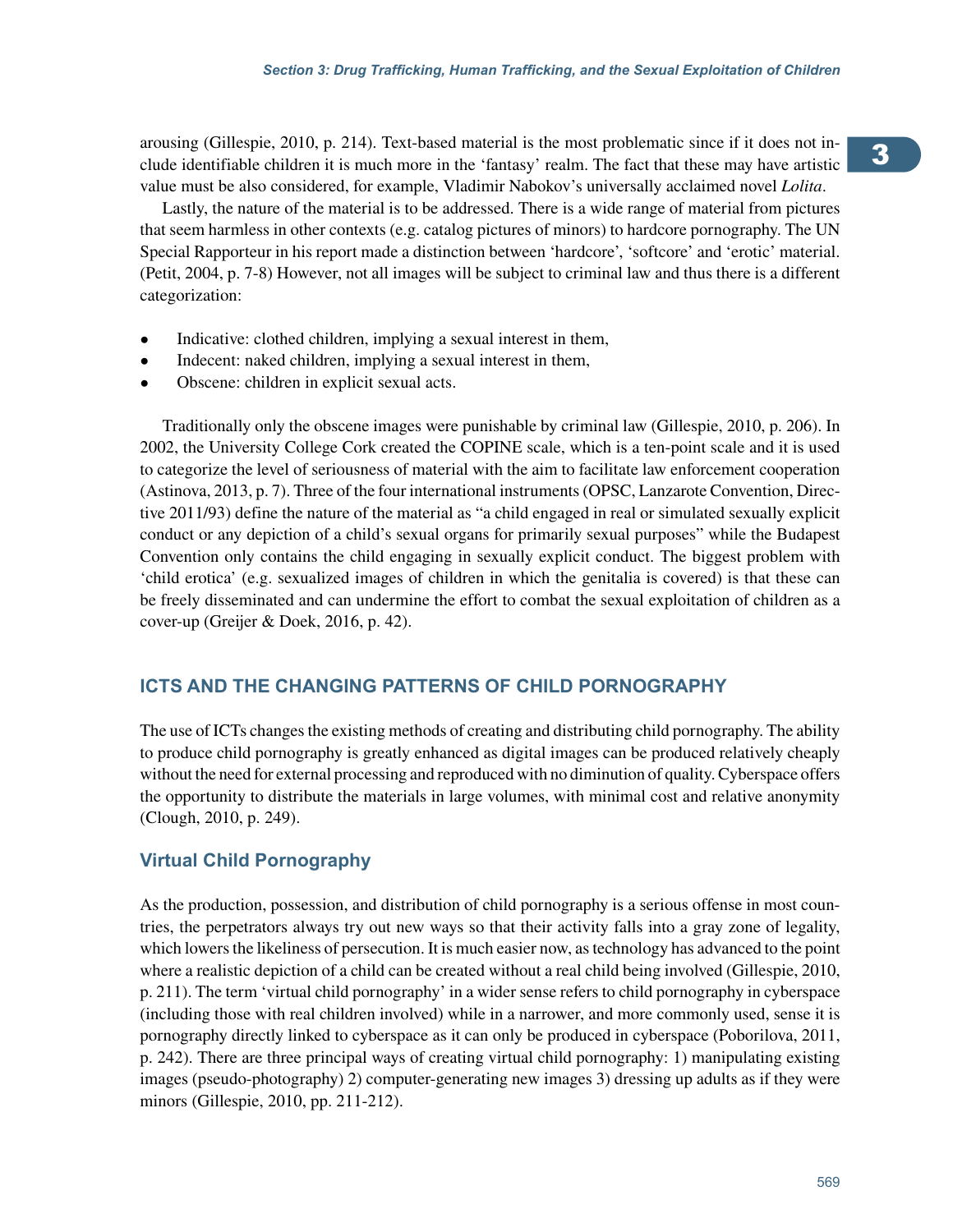arousing (Gillespie, 2010, p. 214). Text-based material is the most problematic since if it does not include identifiable children it is much more in the 'fantasy' realm. The fact that these may have artistic value must be also considered, for example, Vladimir Nabokov's universally acclaimed novel *Lolita*.

Lastly, the nature of the material is to be addressed. There is a wide range of material from pictures that seem harmless in other contexts (e.g. catalog pictures of minors) to hardcore pornography. The UN Special Rapporteur in his report made a distinction between 'hardcore', 'softcore' and 'erotic' material. (Petit, 2004, p. 7-8) However, not all images will be subject to criminal law and thus there is a different categorization:

- Indicative: clothed children, implying a sexual interest in them,
- Indecent: naked children, implying a sexual interest in them,
- Obscene: children in explicit sexual acts.

Traditionally only the obscene images were punishable by criminal law (Gillespie, 2010, p. 206). In 2002, the University College Cork created the COPINE scale, which is a ten-point scale and it is used to categorize the level of seriousness of material with the aim to facilitate law enforcement cooperation (Astinova, 2013, p. 7). Three of the four international instruments (OPSC, Lanzarote Convention, Directive 2011/93) define the nature of the material as "a child engaged in real or simulated sexually explicit conduct or any depiction of a child's sexual organs for primarily sexual purposes" while the Budapest Convention only contains the child engaging in sexually explicit conduct. The biggest problem with 'child erotica' (e.g. sexualized images of children in which the genitalia is covered) is that these can be freely disseminated and can undermine the effort to combat the sexual exploitation of children as a cover-up (Greijer & Doek, 2016, p. 42).

## ICTS AND THE CHANGING PATTERNS OF CHILD PORNOGRAPHY

The use of ICTs changes the existing methods of creating and distributing child pornography. The ability to produce child pornography is greatly enhanced as digital images can be produced relatively cheaply without the need for external processing and reproduced with no diminution of quality. Cyberspace offers the opportunity to distribute the materials in large volumes, with minimal cost and relative anonymity (Clough, 2010, p. 249).

### Virtual Child Pornography

As the production, possession, and distribution of child pornography is a serious offense in most countries, the perpetrators always try out new ways so that their activity falls into a gray zone of legality, which lowers the likeliness of persecution. It is much easier now, as technology has advanced to the point where a realistic depiction of a child can be created without a real child being involved (Gillespie, 2010, p. 211). The term 'virtual child pornography' in a wider sense refers to child pornography in cyberspace (including those with real children involved) while in a narrower, and more commonly used, sense it is pornography directly linked to cyberspace as it can only be produced in cyberspace (Poborilova, 2011, p. 242). There are three principal ways of creating virtual child pornography: 1) manipulating existing images (pseudo-photography) 2) computer-generating new images 3) dressing up adults as if they were minors (Gillespie, 2010, pp. 211-212).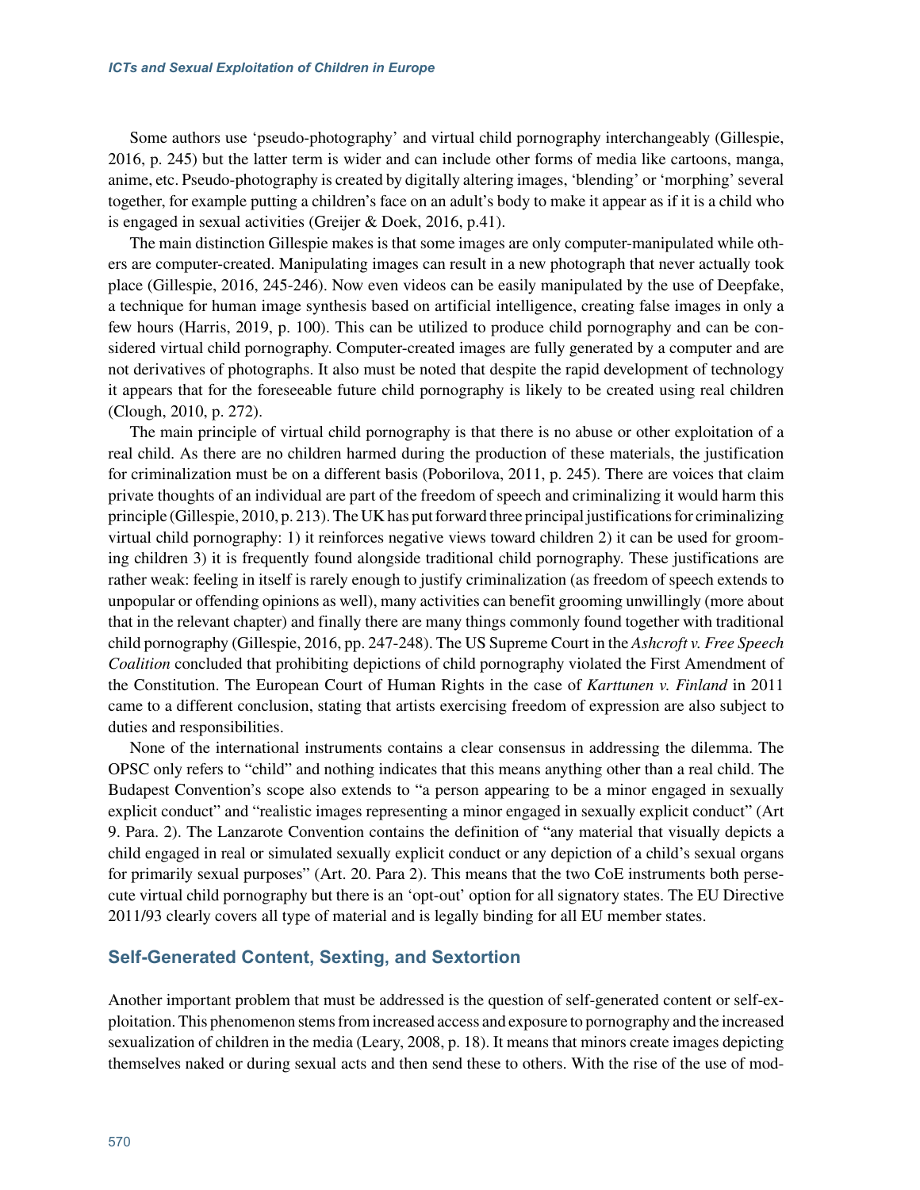Some authors use 'pseudo-photography' and virtual child pornography interchangeably (Gillespie, 2016, p. 245) but the latter term is wider and can include other forms of media like cartoons, manga, anime, etc. Pseudo-photography is created by digitally altering images, 'blending' or 'morphing' several together, for example putting a children's face on an adult's body to make it appear as if it is a child who is engaged in sexual activities (Greijer & Doek, 2016, p.41).

The main distinction Gillespie makes is that some images are only computer-manipulated while others are computer-created. Manipulating images can result in a new photograph that never actually took place (Gillespie, 2016, 245-246). Now even videos can be easily manipulated by the use of Deepfake, a technique for human image synthesis based on artificial intelligence, creating false images in only a few hours (Harris, 2019, p. 100). This can be utilized to produce child pornography and can be considered virtual child pornography. Computer-created images are fully generated by a computer and are not derivatives of photographs. It also must be noted that despite the rapid development of technology it appears that for the foreseeable future child pornography is likely to be created using real children (Clough, 2010, p. 272).

The main principle of virtual child pornography is that there is no abuse or other exploitation of a real child. As there are no children harmed during the production of these materials, the justification for criminalization must be on a different basis (Poborilova, 2011, p. 245). There are voices that claim private thoughts of an individual are part of the freedom of speech and criminalizing it would harm this principle (Gillespie, 2010, p. 213). The UK has put forward three principal justifications for criminalizing virtual child pornography: 1) it reinforces negative views toward children 2) it can be used for grooming children 3) it is frequently found alongside traditional child pornography. These justifications are rather weak: feeling in itself is rarely enough to justify criminalization (as freedom of speech extends to unpopular or offending opinions as well), many activities can benefit grooming unwillingly (more about that in the relevant chapter) and finally there are many things commonly found together with traditional child pornography (Gillespie, 2016, pp. 247-248). The US Supreme Court in the *Ashcroft v. Free Speech Coalition* concluded that prohibiting depictions of child pornography violated the First Amendment of the Constitution. The European Court of Human Rights in the case of *Karttunen v. Finland* in 2011 came to a different conclusion, stating that artists exercising freedom of expression are also subject to duties and responsibilities.

None of the international instruments contains a clear consensus in addressing the dilemma. The OPSC only refers to "child" and nothing indicates that this means anything other than a real child. The Budapest Convention's scope also extends to "a person appearing to be a minor engaged in sexually explicit conduct" and "realistic images representing a minor engaged in sexually explicit conduct" (Art 9. Para. 2). The Lanzarote Convention contains the definition of "any material that visually depicts a child engaged in real or simulated sexually explicit conduct or any depiction of a child's sexual organs for primarily sexual purposes" (Art. 20. Para 2). This means that the two CoE instruments both persecute virtual child pornography but there is an 'opt-out' option for all signatory states. The EU Directive 2011/93 clearly covers all type of material and is legally binding for all EU member states.

## Self-Generated Content, Sexting, and Sextortion

Another important problem that must be addressed is the question of self-generated content or self-exploitation. This phenomenon stems from increased access and exposure to pornography and the increased sexualization of children in the media (Leary, 2008, p. 18). It means that minors create images depicting themselves naked or during sexual acts and then send these to others. With the rise of the use of mod-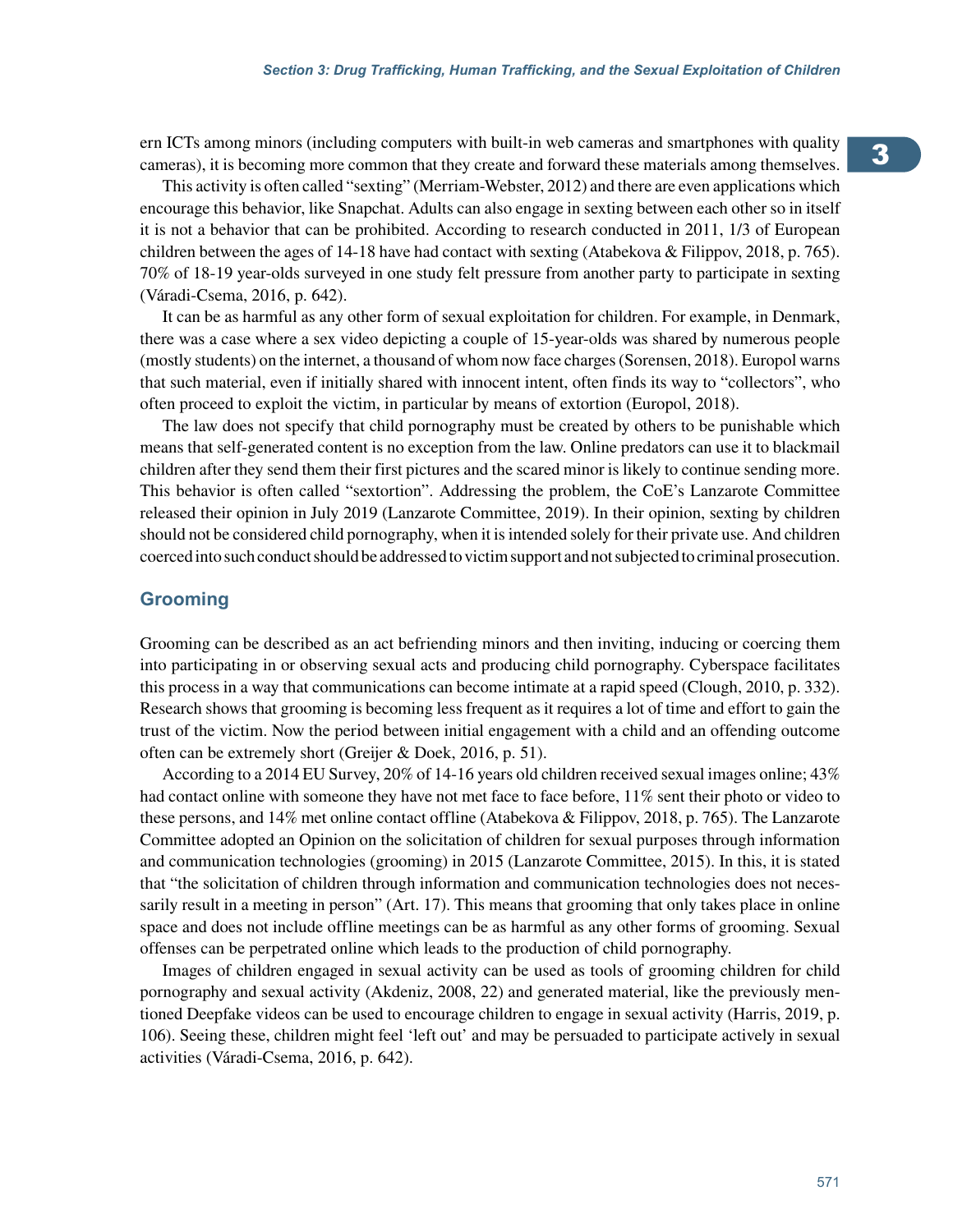ern ICTs among minors (including computers with built-in web cameras and smartphones with quality cameras), it is becoming more common that they create and forward these materials among themselves.

This activity is often called "sexting" (Merriam-Webster, 2012) and there are even applications which encourage this behavior, like Snapchat. Adults can also engage in sexting between each other so in itself it is not a behavior that can be prohibited. According to research conducted in 2011, 1/3 of European children between the ages of 14-18 have had contact with sexting (Atabekova & Filippov, 2018, p. 765). 70% of 18-19 year-olds surveyed in one study felt pressure from another party to participate in sexting (Váradi-Csema, 2016, p. 642).

It can be as harmful as any other form of sexual exploitation for children. For example, in Denmark, there was a case where a sex video depicting a couple of 15-year-olds was shared by numerous people (mostly students) on the internet, a thousand of whom now face charges (Sorensen, 2018). Europol warns that such material, even if initially shared with innocent intent, often finds its way to "collectors", who often proceed to exploit the victim, in particular by means of extortion (Europol, 2018).

The law does not specify that child pornography must be created by others to be punishable which means that self-generated content is no exception from the law. Online predators can use it to blackmail children after they send them their first pictures and the scared minor is likely to continue sending more. This behavior is often called "sextortion". Addressing the problem, the CoE's Lanzarote Committee released their opinion in July 2019 (Lanzarote Committee, 2019). In their opinion, sexting by children should not be considered child pornography, when it is intended solely for their private use. And children coerced into such conduct should be addressed to victim support and not subjected to criminal prosecution.

## Grooming

Grooming can be described as an act befriending minors and then inviting, inducing or coercing them into participating in or observing sexual acts and producing child pornography. Cyberspace facilitates this process in a way that communications can become intimate at a rapid speed (Clough, 2010, p. 332). Research shows that grooming is becoming less frequent as it requires a lot of time and effort to gain the trust of the victim. Now the period between initial engagement with a child and an offending outcome often can be extremely short (Greijer & Doek, 2016, p. 51).

According to a 2014 EU Survey, 20% of 14-16 years old children received sexual images online; 43% had contact online with someone they have not met face to face before, 11% sent their photo or video to these persons, and 14% met online contact offline (Atabekova & Filippov, 2018, p. 765). The Lanzarote Committee adopted an Opinion on the solicitation of children for sexual purposes through information and communication technologies (grooming) in 2015 (Lanzarote Committee, 2015). In this, it is stated that "the solicitation of children through information and communication technologies does not necessarily result in a meeting in person" (Art. 17). This means that grooming that only takes place in online space and does not include offline meetings can be as harmful as any other forms of grooming. Sexual offenses can be perpetrated online which leads to the production of child pornography.

Images of children engaged in sexual activity can be used as tools of grooming children for child pornography and sexual activity (Akdeniz, 2008, 22) and generated material, like the previously mentioned Deepfake videos can be used to encourage children to engage in sexual activity (Harris, 2019, p. 106). Seeing these, children might feel 'left out' and may be persuaded to participate actively in sexual activities (Váradi-Csema, 2016, p. 642).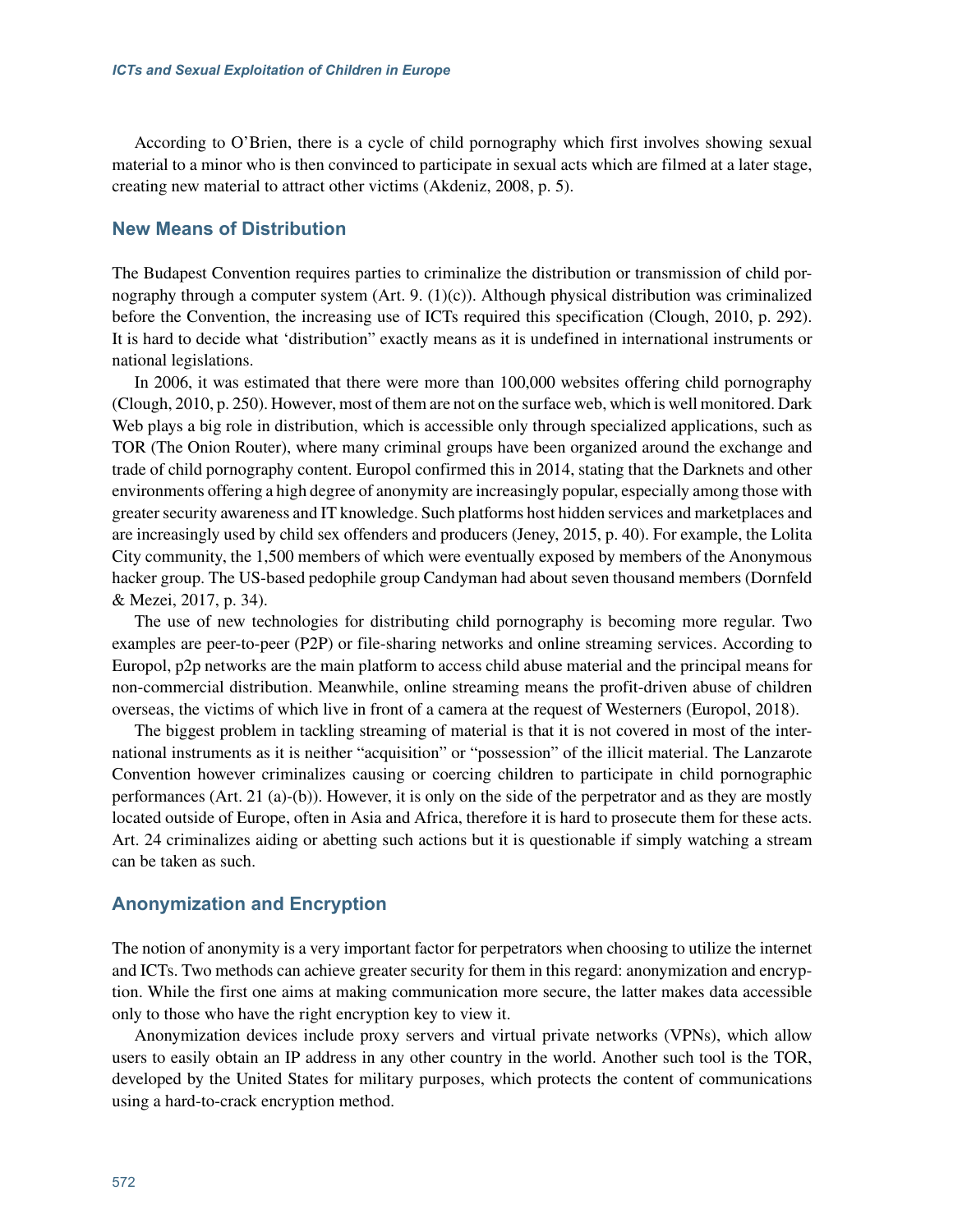According to O'Brien, there is a cycle of child pornography which first involves showing sexual material to a minor who is then convinced to participate in sexual acts which are filmed at a later stage, creating new material to attract other victims (Akdeniz, 2008, p. 5).

## New Means of Distribution

The Budapest Convention requires parties to criminalize the distribution or transmission of child pornography through a computer system (Art. 9. (1)(c)). Although physical distribution was criminalized before the Convention, the increasing use of ICTs required this specification (Clough, 2010, p. 292). It is hard to decide what 'distribution" exactly means as it is undefined in international instruments or national legislations.

In 2006, it was estimated that there were more than 100,000 websites offering child pornography (Clough, 2010, p. 250). However, most of them are not on the surface web, which is well monitored. Dark Web plays a big role in distribution, which is accessible only through specialized applications, such as TOR (The Onion Router), where many criminal groups have been organized around the exchange and trade of child pornography content. Europol confirmed this in 2014, stating that the Darknets and other environments offering a high degree of anonymity are increasingly popular, especially among those with greater security awareness and IT knowledge. Such platforms host hidden services and marketplaces and are increasingly used by child sex offenders and producers (Jeney, 2015, p. 40). For example, the Lolita City community, the 1,500 members of which were eventually exposed by members of the Anonymous hacker group. The US-based pedophile group Candyman had about seven thousand members (Dornfeld & Mezei, 2017, p. 34).

The use of new technologies for distributing child pornography is becoming more regular. Two examples are peer-to-peer (P2P) or file-sharing networks and online streaming services. According to Europol, p2p networks are the main platform to access child abuse material and the principal means for non-commercial distribution. Meanwhile, online streaming means the profit-driven abuse of children overseas, the victims of which live in front of a camera at the request of Westerners (Europol, 2018).

The biggest problem in tackling streaming of material is that it is not covered in most of the international instruments as it is neither "acquisition" or "possession" of the illicit material. The Lanzarote Convention however criminalizes causing or coercing children to participate in child pornographic performances (Art. 21 (a)-(b)). However, it is only on the side of the perpetrator and as they are mostly located outside of Europe, often in Asia and Africa, therefore it is hard to prosecute them for these acts. Art. 24 criminalizes aiding or abetting such actions but it is questionable if simply watching a stream can be taken as such.

## Anonymization and Encryption

The notion of anonymity is a very important factor for perpetrators when choosing to utilize the internet and ICTs. Two methods can achieve greater security for them in this regard: anonymization and encryption. While the first one aims at making communication more secure, the latter makes data accessible only to those who have the right encryption key to view it.

Anonymization devices include proxy servers and virtual private networks (VPNs), which allow users to easily obtain an IP address in any other country in the world. Another such tool is the TOR, developed by the United States for military purposes, which protects the content of communications using a hard-to-crack encryption method.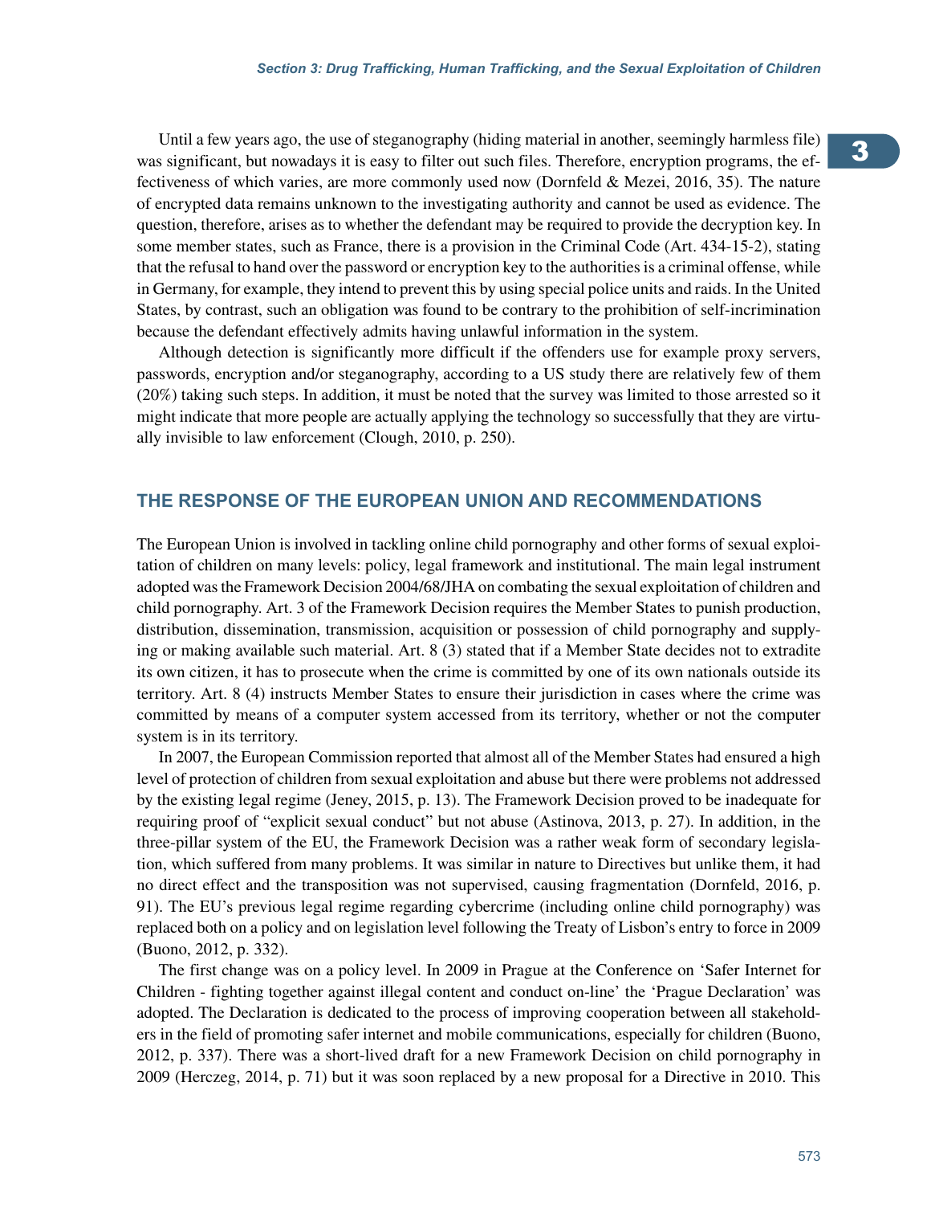Until a few years ago, the use of steganography (hiding material in another, seemingly harmless file) was significant, but nowadays it is easy to filter out such files. Therefore, encryption programs, the effectiveness of which varies, are more commonly used now (Dornfeld & Mezei, 2016, 35). The nature of encrypted data remains unknown to the investigating authority and cannot be used as evidence. The question, therefore, arises as to whether the defendant may be required to provide the decryption key. In some member states, such as France, there is a provision in the Criminal Code (Art. 434-15-2), stating that the refusal to hand over the password or encryption key to the authorities is a criminal offense, while in Germany, for example, they intend to prevent this by using special police units and raids. In the United States, by contrast, such an obligation was found to be contrary to the prohibition of self-incrimination because the defendant effectively admits having unlawful information in the system.

Although detection is significantly more difficult if the offenders use for example proxy servers, passwords, encryption and/or steganography, according to a US study there are relatively few of them (20%) taking such steps. In addition, it must be noted that the survey was limited to those arrested so it might indicate that more people are actually applying the technology so successfully that they are virtually invisible to law enforcement (Clough, 2010, p. 250).

## THE RESPONSE OF THE EUROPEAN UNION AND RECOMMENDATIONS

The European Union is involved in tackling online child pornography and other forms of sexual exploitation of children on many levels: policy, legal framework and institutional. The main legal instrument adopted was the Framework Decision 2004/68/JHA on combating the sexual exploitation of children and child pornography. Art. 3 of the Framework Decision requires the Member States to punish production, distribution, dissemination, transmission, acquisition or possession of child pornography and supplying or making available such material. Art. 8 (3) stated that if a Member State decides not to extradite its own citizen, it has to prosecute when the crime is committed by one of its own nationals outside its territory. Art. 8 (4) instructs Member States to ensure their jurisdiction in cases where the crime was committed by means of a computer system accessed from its territory, whether or not the computer system is in its territory.

In 2007, the European Commission reported that almost all of the Member States had ensured a high level of protection of children from sexual exploitation and abuse but there were problems not addressed by the existing legal regime (Jeney, 2015, p. 13). The Framework Decision proved to be inadequate for requiring proof of "explicit sexual conduct" but not abuse (Astinova, 2013, p. 27). In addition, in the three-pillar system of the EU, the Framework Decision was a rather weak form of secondary legislation, which suffered from many problems. It was similar in nature to Directives but unlike them, it had no direct effect and the transposition was not supervised, causing fragmentation (Dornfeld, 2016, p. 91). The EU's previous legal regime regarding cybercrime (including online child pornography) was replaced both on a policy and on legislation level following the Treaty of Lisbon's entry to force in 2009 (Buono, 2012, p. 332).

The first change was on a policy level. In 2009 in Prague at the Conference on 'Safer Internet for Children - fighting together against illegal content and conduct on-line' the 'Prague Declaration' was adopted. The Declaration is dedicated to the process of improving cooperation between all stakeholders in the field of promoting safer internet and mobile communications, especially for children (Buono, 2012, p. 337). There was a short-lived draft for a new Framework Decision on child pornography in 2009 (Herczeg, 2014, p. 71) but it was soon replaced by a new proposal for a Directive in 2010. This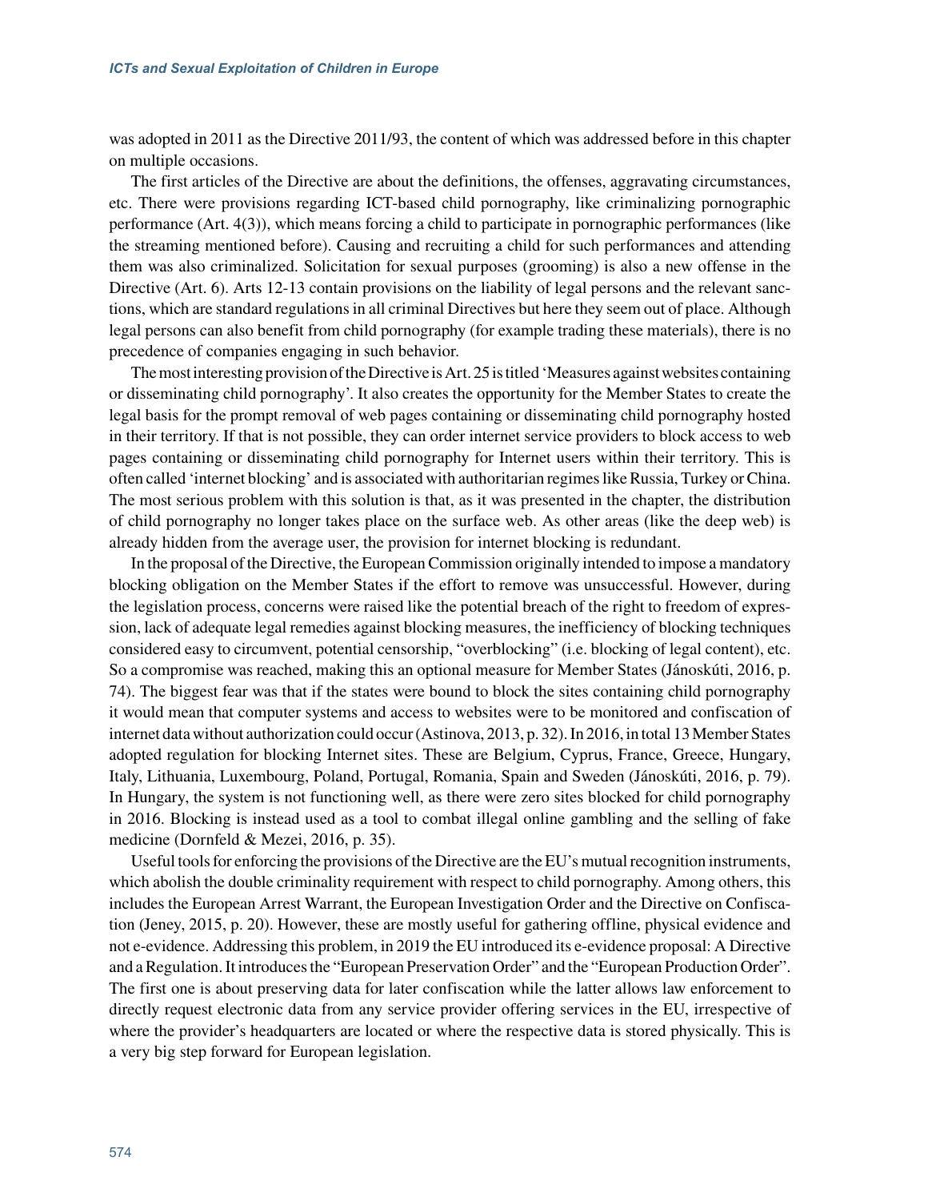was adopted in 2011 as the Directive 2011/93, the content of which was addressed before in this chapter on multiple occasions.

The first articles of the Directive are about the definitions, the offenses, aggravating circumstances, etc. There were provisions regarding ICT-based child pornography, like criminalizing pornographic performance (Art. 4(3)), which means forcing a child to participate in pornographic performances (like the streaming mentioned before). Causing and recruiting a child for such performances and attending them was also criminalized. Solicitation for sexual purposes (grooming) is also a new offense in the Directive (Art. 6). Arts 12-13 contain provisions on the liability of legal persons and the relevant sanctions, which are standard regulations in all criminal Directives but here they seem out of place. Although legal persons can also benefit from child pornography (for example trading these materials), there is no precedence of companies engaging in such behavior.

The most interesting provision of the Directive is Art. 25 is titled 'Measures against websites containing or disseminating child pornography'. It also creates the opportunity for the Member States to create the legal basis for the prompt removal of web pages containing or disseminating child pornography hosted in their territory. If that is not possible, they can order internet service providers to block access to web pages containing or disseminating child pornography for Internet users within their territory. This is often called 'internet blocking' and is associated with authoritarian regimes like Russia, Turkey or China. The most serious problem with this solution is that, as it was presented in the chapter, the distribution of child pornography no longer takes place on the surface web. As other areas (like the deep web) is already hidden from the average user, the provision for internet blocking is redundant.

In the proposal of the Directive, the European Commission originally intended to impose a mandatory blocking obligation on the Member States if the effort to remove was unsuccessful. However, during the legislation process, concerns were raised like the potential breach of the right to freedom of expression, lack of adequate legal remedies against blocking measures, the inefficiency of blocking techniques considered easy to circumvent, potential censorship, "overblocking" (i.e. blocking of legal content), etc. So a compromise was reached, making this an optional measure for Member States (Jánoskúti, 2016, p. 74). The biggest fear was that if the states were bound to block the sites containing child pornography it would mean that computer systems and access to websites were to be monitored and confiscation of internet data without authorization could occur (Astinova, 2013, p. 32). In 2016, in total 13 Member States adopted regulation for blocking Internet sites. These are Belgium, Cyprus, France, Greece, Hungary, Italy, Lithuania, Luxembourg, Poland, Portugal, Romania, Spain and Sweden (Jánoskúti, 2016, p. 79). In Hungary, the system is not functioning well, as there were zero sites blocked for child pornography in 2016. Blocking is instead used as a tool to combat illegal online gambling and the selling of fake medicine (Dornfeld & Mezei, 2016, p. 35).

Useful tools for enforcing the provisions of the Directive are the EU's mutual recognition instruments, which abolish the double criminality requirement with respect to child pornography. Among others, this includes the European Arrest Warrant, the European Investigation Order and the Directive on Confiscation (Jeney, 2015, p. 20). However, these are mostly useful for gathering offline, physical evidence and not e-evidence. Addressing this problem, in 2019 the EU introduced its e-evidence proposal: A Directive and a Regulation. It introduces the "European Preservation Order" and the "European Production Order". The first one is about preserving data for later confiscation while the latter allows law enforcement to directly request electronic data from any service provider offering services in the EU, irrespective of where the provider's headquarters are located or where the respective data is stored physically. This is a very big step forward for European legislation.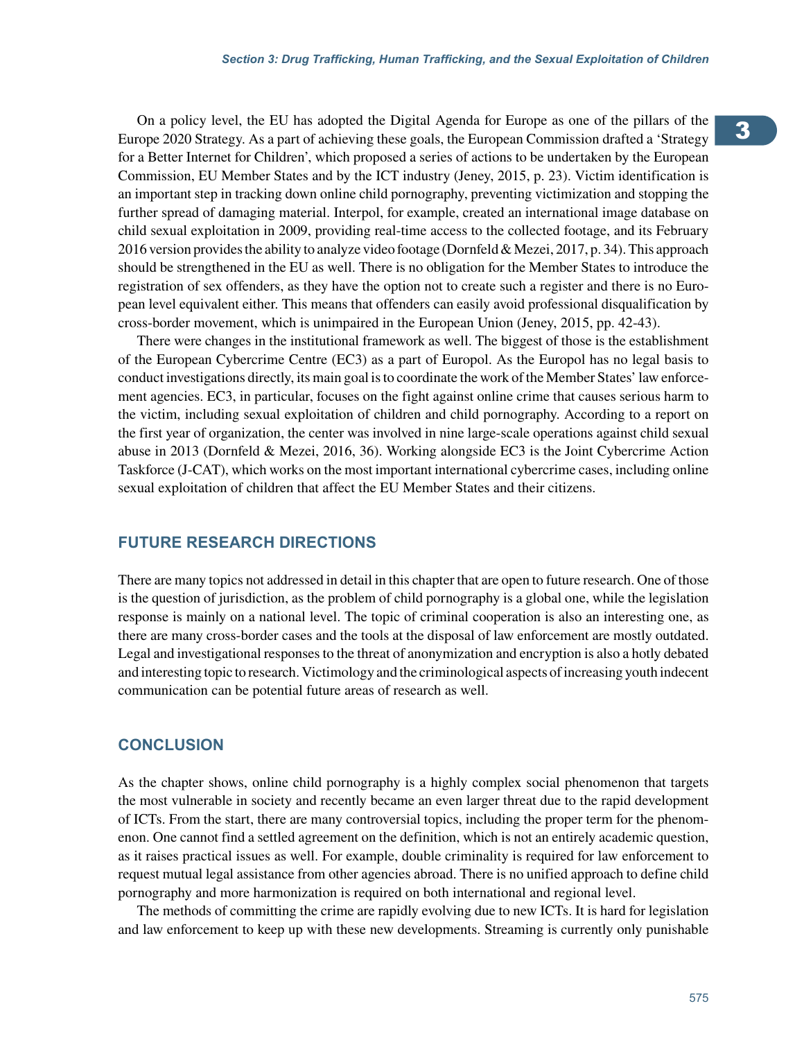On a policy level, the EU has adopted the Digital Agenda for Europe as one of the pillars of the Europe 2020 Strategy. As a part of achieving these goals, the European Commission drafted a 'Strategy for a Better Internet for Children', which proposed a series of actions to be undertaken by the European Commission, EU Member States and by the ICT industry (Jeney, 2015, p. 23). Victim identification is an important step in tracking down online child pornography, preventing victimization and stopping the further spread of damaging material. Interpol, for example, created an international image database on child sexual exploitation in 2009, providing real-time access to the collected footage, and its February 2016 version provides the ability to analyze video footage (Dornfeld & Mezei, 2017, p. 34). This approach should be strengthened in the EU as well. There is no obligation for the Member States to introduce the registration of sex offenders, as they have the option not to create such a register and there is no European level equivalent either. This means that offenders can easily avoid professional disqualification by cross-border movement, which is unimpaired in the European Union (Jeney, 2015, pp. 42-43).

There were changes in the institutional framework as well. The biggest of those is the establishment of the European Cybercrime Centre (EC3) as a part of Europol. As the Europol has no legal basis to conduct investigations directly, its main goal is to coordinate the work of the Member States' law enforcement agencies. EC3, in particular, focuses on the fight against online crime that causes serious harm to the victim, including sexual exploitation of children and child pornography. According to a report on the first year of organization, the center was involved in nine large-scale operations against child sexual abuse in 2013 (Dornfeld & Mezei, 2016, 36). Working alongside EC3 is the Joint Cybercrime Action Taskforce (J-CAT), which works on the most important international cybercrime cases, including online sexual exploitation of children that affect the EU Member States and their citizens.

## FUTURE RESEARCH DIRECTIONS

There are many topics not addressed in detail in this chapter that are open to future research. One of those is the question of jurisdiction, as the problem of child pornography is a global one, while the legislation response is mainly on a national level. The topic of criminal cooperation is also an interesting one, as there are many cross-border cases and the tools at the disposal of law enforcement are mostly outdated. Legal and investigational responses to the threat of anonymization and encryption is also a hotly debated and interesting topic to research. Victimology and the criminological aspects of increasing youth indecent communication can be potential future areas of research as well.

## CONCLUSION

As the chapter shows, online child pornography is a highly complex social phenomenon that targets the most vulnerable in society and recently became an even larger threat due to the rapid development of ICTs. From the start, there are many controversial topics, including the proper term for the phenomenon. One cannot find a settled agreement on the definition, which is not an entirely academic question, as it raises practical issues as well. For example, double criminality is required for law enforcement to request mutual legal assistance from other agencies abroad. There is no unified approach to define child pornography and more harmonization is required on both international and regional level.

The methods of committing the crime are rapidly evolving due to new ICTs. It is hard for legislation and law enforcement to keep up with these new developments. Streaming is currently only punishable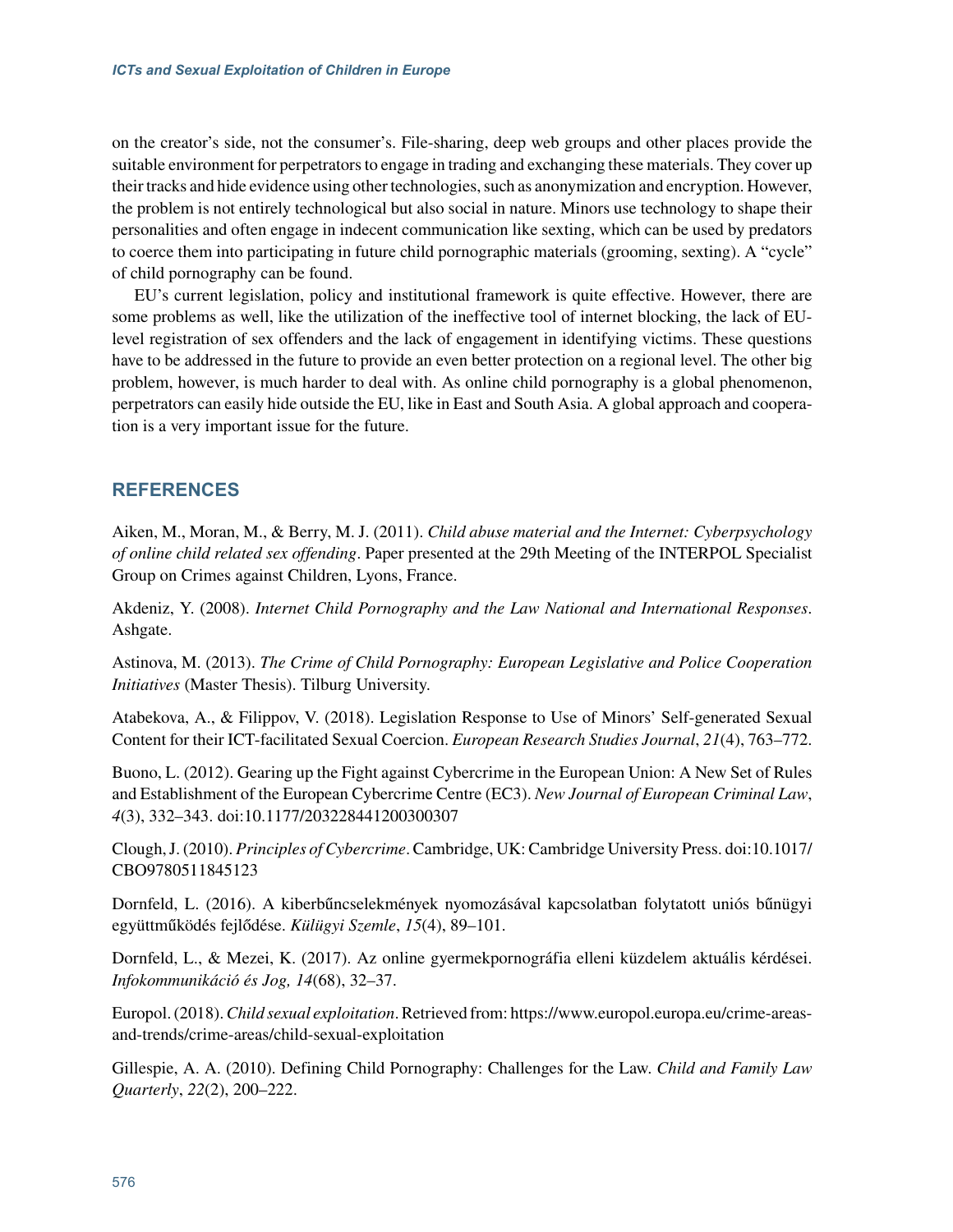on the creator's side, not the consumer's. File-sharing, deep web groups and other places provide the suitable environment for perpetrators to engage in trading and exchanging these materials. They cover up their tracks and hide evidence using other technologies, such as anonymization and encryption. However, the problem is not entirely technological but also social in nature. Minors use technology to shape their personalities and often engage in indecent communication like sexting, which can be used by predators to coerce them into participating in future child pornographic materials (grooming, sexting). A "cycle" of child pornography can be found.

EU's current legislation, policy and institutional framework is quite effective. However, there are some problems as well, like the utilization of the ineffective tool of internet blocking, the lack of EU-level registration of sex offenders and the lack of engagement in identifying victims. These questions have to be addressed in the future to provide an even better protection on a regional level. The other big problem, however, is much harder to deal with. As online child pornography is a global phenomenon, perpetrators can easily hide outside the EU, like in East and South Asia. A global approach and cooperation is a very important issue for the future.

## REFERENCES

Aiken, M., Moran, M., & Berry, M. J. (2011). *Child abuse material and the Internet: Cyberpsychology of online child related sex offending*. Paper presented at the 29th Meeting of the INTERPOL Specialist Group on Crimes against Children, Lyons, France.

Akdeniz, Y. (2008). *Internet Child Pornography and the Law National and International Responses*. Ashgate.

Astinova, M. (2013). *The Crime of Child Pornography: European Legislative and Police Cooperation Initiatives* (Master Thesis). Tilburg University.

Atabekova, A., & Filippov, V. (2018). Legislation Response to Use of Minors' Self-generated Sexual Content for their ICT-facilitated Sexual Coercion. *European Research Studies Journal*, *21*(4), 763–772.

Buono, L. (2012). Gearing up the Fight against Cybercrime in the European Union: A New Set of Rules and Establishment of the European Cybercrime Centre (EC3). *New Journal of European Criminal Law*, *4*(3), 332–343. doi:10.1177/203228441200300307

Clough, J. (2010). *Principles of Cybercrime*. Cambridge, UK: Cambridge University Press. doi:10.1017/CBO9780511845123

Dornfeld, L. (2016). A kiberbűncselekmények nyomozásával kapcsolatban folytatott uniós bűnügyi együttműködés fejlődése. *Külügyi Szemle*, *15*(4), 89–101.

Dornfeld, L., & Mezei, K. (2017). Az online gyermekpornográfia elleni küzdelem aktuális kérdései. *Infokommunikáció és Jog, 14*(68), 32–37.

Europol. (2018). *Child sexual exploitation*. Retrieved from: https://www.europol.europa.eu/crime-areas-and-trends/crime-areas/child-sexual-exploitation

Gillespie, A. A. (2010). Defining Child Pornography: Challenges for the Law. *Child and Family Law Quarterly*, *22*(2), 200–222.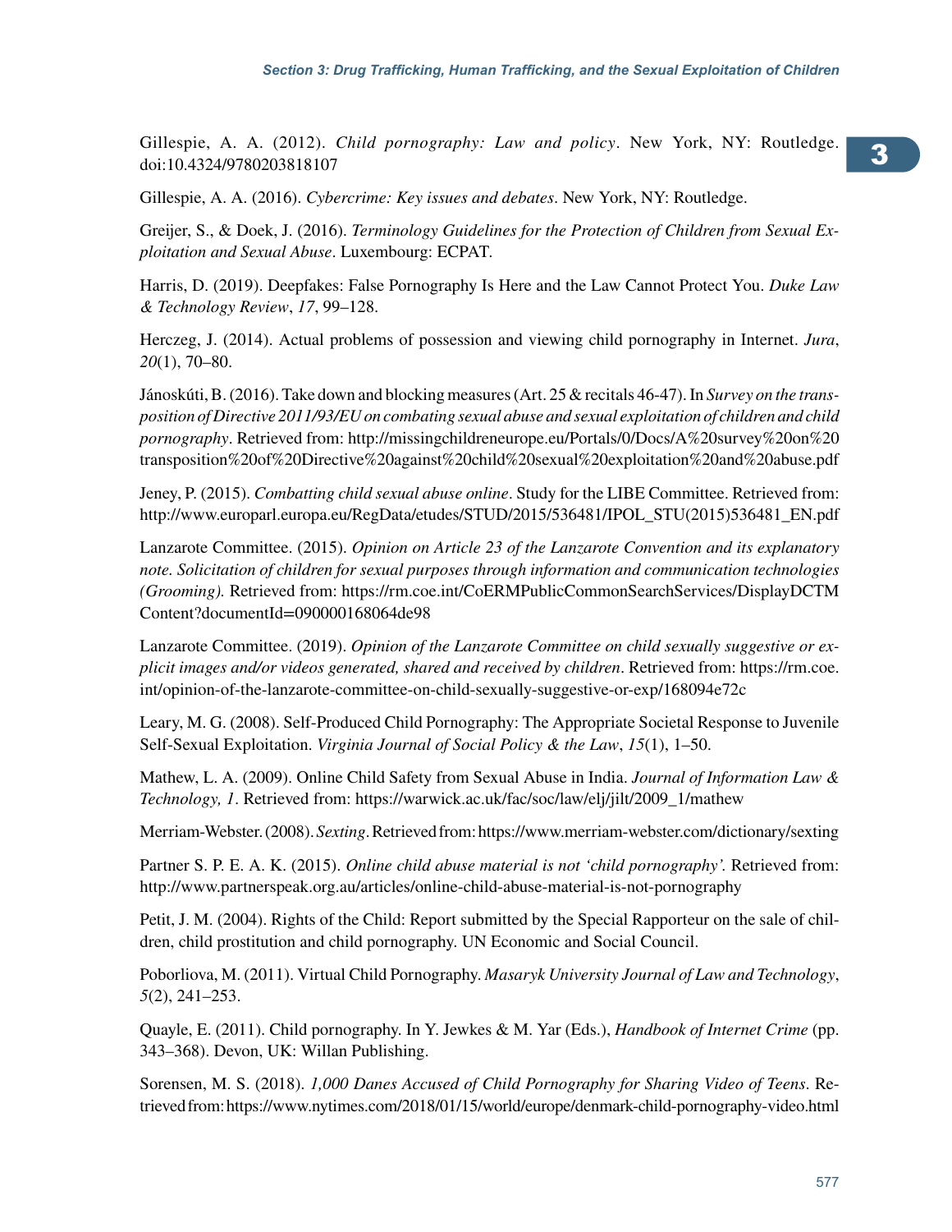Gillespie, A. A. (2012). *Child pornography: Law and policy*. New York, NY: Routledge. doi:10.4324/9780203818107

Gillespie, A. A. (2016). *Cybercrime: Key issues and debates*. New York, NY: Routledge.

Greijer, S., & Doek, J. (2016). *Terminology Guidelines for the Protection of Children from Sexual Exploitation and Sexual Abuse*. Luxembourg: ECPAT.

Harris, D. (2019). Deepfakes: False Pornography Is Here and the Law Cannot Protect You. *Duke Law & Technology Review*, *17*, 99–128.

Herczeg, J. (2014). Actual problems of possession and viewing child pornography in Internet. *Jura*, *20*(1), 70–80.

Jánoskúti, B. (2016). Take down and blocking measures (Art. 25 & recitals 46-47). In *Survey on the transposition of Directive 2011/93/EU on combating sexual abuse and sexual exploitation of children and child pornography*. Retrieved from: http://missingchildreneurope.eu/Portals/0/Docs/A%20survey%20on%20transposition%20of%20Directive%20against%20child%20sexual%20exploitation%20and%20abuse.pdf

Jeney, P. (2015). *Combatting child sexual abuse online*. Study for the LIBE Committee. Retrieved from: http://www.europarl.europa.eu/RegData/etudes/STUD/2015/536481/IPOL_STU(2015)536481_EN.pdf

Lanzarote Committee. (2015). *Opinion on Article 23 of the Lanzarote Convention and its explanatory note. Solicitation of children for sexual purposes through information and communication technologies (Grooming).* Retrieved from: https://rm.coe.int/CoERMPublicCommonSearchServices/DisplayDCTMContent?documentId=090000168064de98

Lanzarote Committee. (2019). *Opinion of the Lanzarote Committee on child sexually suggestive or explicit images and/or videos generated, shared and received by children*. Retrieved from: https://rm.coe.int/opinion-of-the-lanzarote-committee-on-child-sexually-suggestive-or-exp/168094e72c

Leary, M. G. (2008). Self-Produced Child Pornography: The Appropriate Societal Response to Juvenile Self-Sexual Exploitation. *Virginia Journal of Social Policy & the Law*, *15*(1), 1–50.

Mathew, L. A. (2009). Online Child Safety from Sexual Abuse in India. *Journal of Information Law & Technology, 1*. Retrieved from: https://warwick.ac.uk/fac/soc/law/elj/jilt/2009_1/mathew

Merriam-Webster. (2008). *Sexting*. Retrieved from: https://www.merriam-webster.com/dictionary/sexting

Partner S. P. E. A. K. (2015). *Online child abuse material is not 'child pornography'.* Retrieved from: http://www.partnerspeak.org.au/articles/online-child-abuse-material-is-not-pornography

Petit, J. M. (2004). Rights of the Child: Report submitted by the Special Rapporteur on the sale of children, child prostitution and child pornography. UN Economic and Social Council.

Poborliova, M. (2011). Virtual Child Pornography. *Masaryk University Journal of Law and Technology*, *5*(2), 241–253.

Quayle, E. (2011). Child pornography. In Y. Jewkes & M. Yar (Eds.), *Handbook of Internet Crime* (pp. 343–368). Devon, UK: Willan Publishing.

Sorensen, M. S. (2018). *1,000 Danes Accused of Child Pornography for Sharing Video of Teens*. Retrieved from: https://www.nytimes.com/2018/01/15/world/europe/denmark-child-pornography-video.html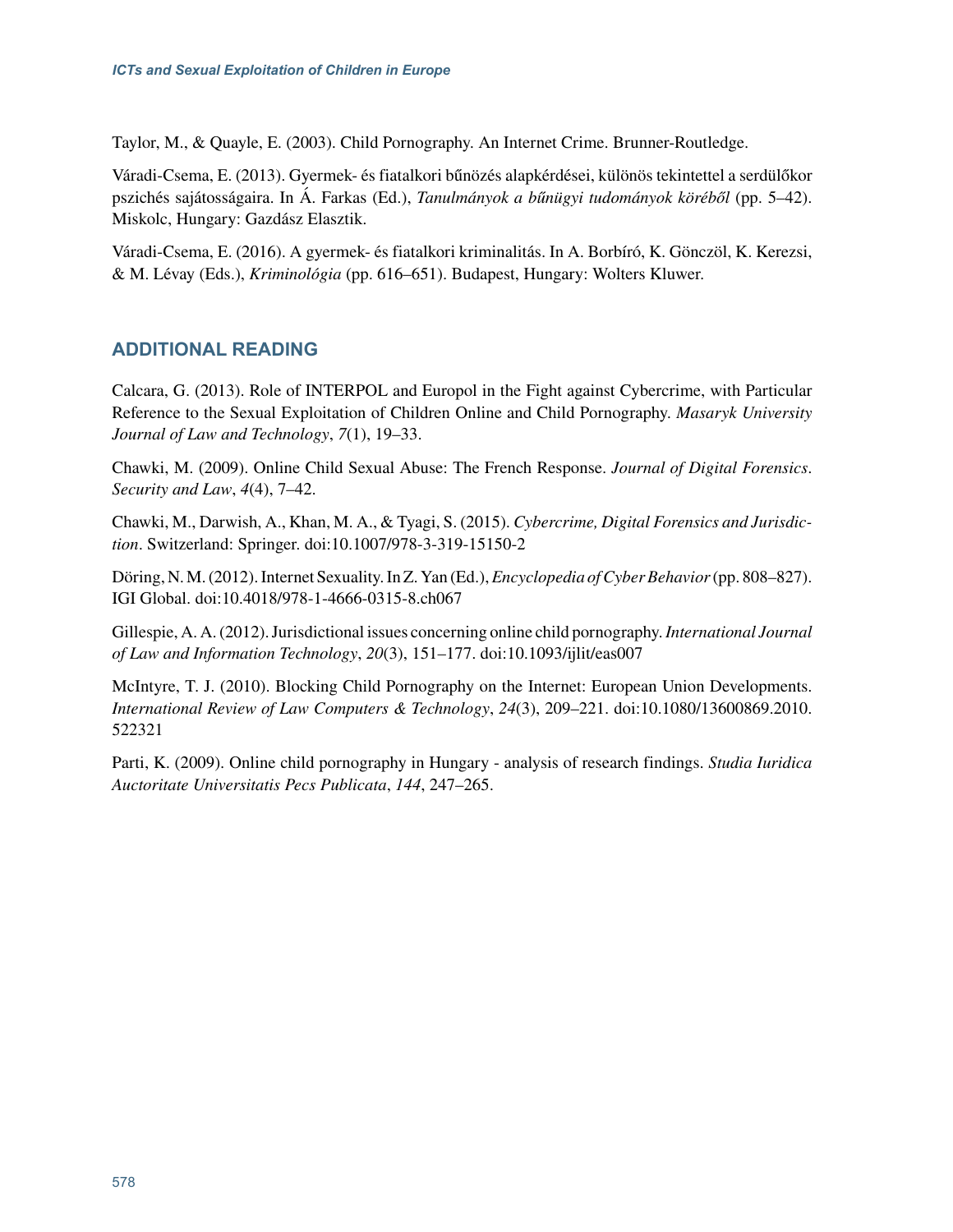Taylor, M., & Quayle, E. (2003). Child Pornography. An Internet Crime. Brunner-Routledge.

Váradi-Csema, E. (2013). Gyermek- és fiatalkori bűnözés alapkérdései, különös tekintettel a serdülőkor pszichés sajátosságaira. In Á. Farkas (Ed.), *Tanulmányok a bűnügyi tudományok köréből* (pp. 5–42). Miskolc, Hungary: Gazdász Elasztik.

Váradi-Csema, E. (2016). A gyermek- és fiatalkori kriminalitás. In A. Borbíró, K. Gönczöl, K. Kerezsi, & M. Lévay (Eds.), *Kriminológia* (pp. 616–651). Budapest, Hungary: Wolters Kluwer.

## ADDITIONAL READING

Calcara, G. (2013). Role of INTERPOL and Europol in the Fight against Cybercrime, with Particular Reference to the Sexual Exploitation of Children Online and Child Pornography. *Masaryk University Journal of Law and Technology*, *7*(1), 19–33.

Chawki, M. (2009). Online Child Sexual Abuse: The French Response. *Journal of Digital Forensics. Security and Law*, *4*(4), 7–42.

Chawki, M., Darwish, A., Khan, M. A., & Tyagi, S. (2015). *Cybercrime, Digital Forensics and Jurisdiction*. Switzerland: Springer. doi:10.1007/978-3-319-15150-2

Döring, N. M. (2012). Internet Sexuality. In Z. Yan (Ed.), *Encyclopedia of Cyber Behavior* (pp. 808–827). IGI Global. doi:10.4018/978-1-4666-0315-8.ch067

Gillespie, A. A. (2012). Jurisdictional issues concerning online child pornography. *International Journal of Law and Information Technology*, *20*(3), 151–177. doi:10.1093/ijlit/eas007

McIntyre, T. J. (2010). Blocking Child Pornography on the Internet: European Union Developments. *International Review of Law Computers & Technology*, *24*(3), 209–221. doi:10.1080/13600869.2010.522321

Parti, K. (2009). Online child pornography in Hungary - analysis of research findings. *Studia Iuridica Auctoritate Universitatis Pecs Publicata*, *144*, 247–265.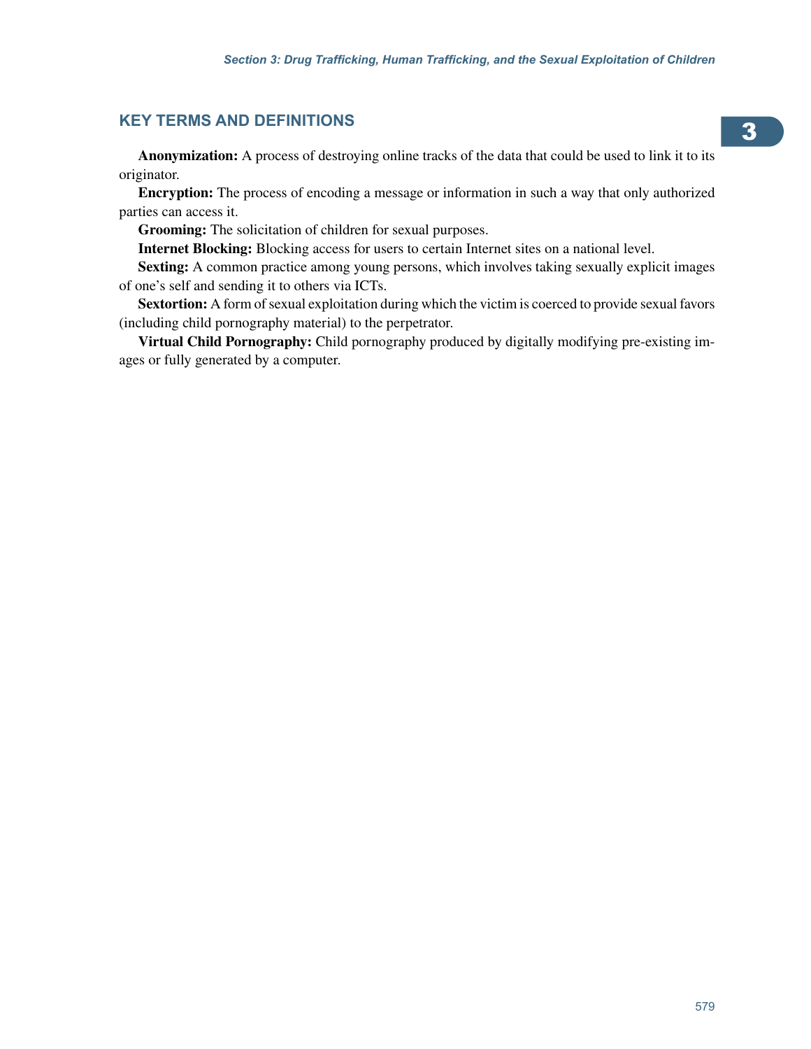## KEY TERMS AND DEFINITIONS

**Anonymization:** A process of destroying online tracks of the data that could be used to link it to its originator.

**Encryption:** The process of encoding a message or information in such a way that only authorized parties can access it.

**Grooming:** The solicitation of children for sexual purposes.

**Internet Blocking:** Blocking access for users to certain Internet sites on a national level.

**Sexting:** A common practice among young persons, which involves taking sexually explicit images of one's self and sending it to others via ICTs.

**Sextortion:** A form of sexual exploitation during which the victim is coerced to provide sexual favors (including child pornography material) to the perpetrator.

**Virtual Child Pornography:** Child pornography produced by digitally modifying pre-existing images or fully generated by a computer.